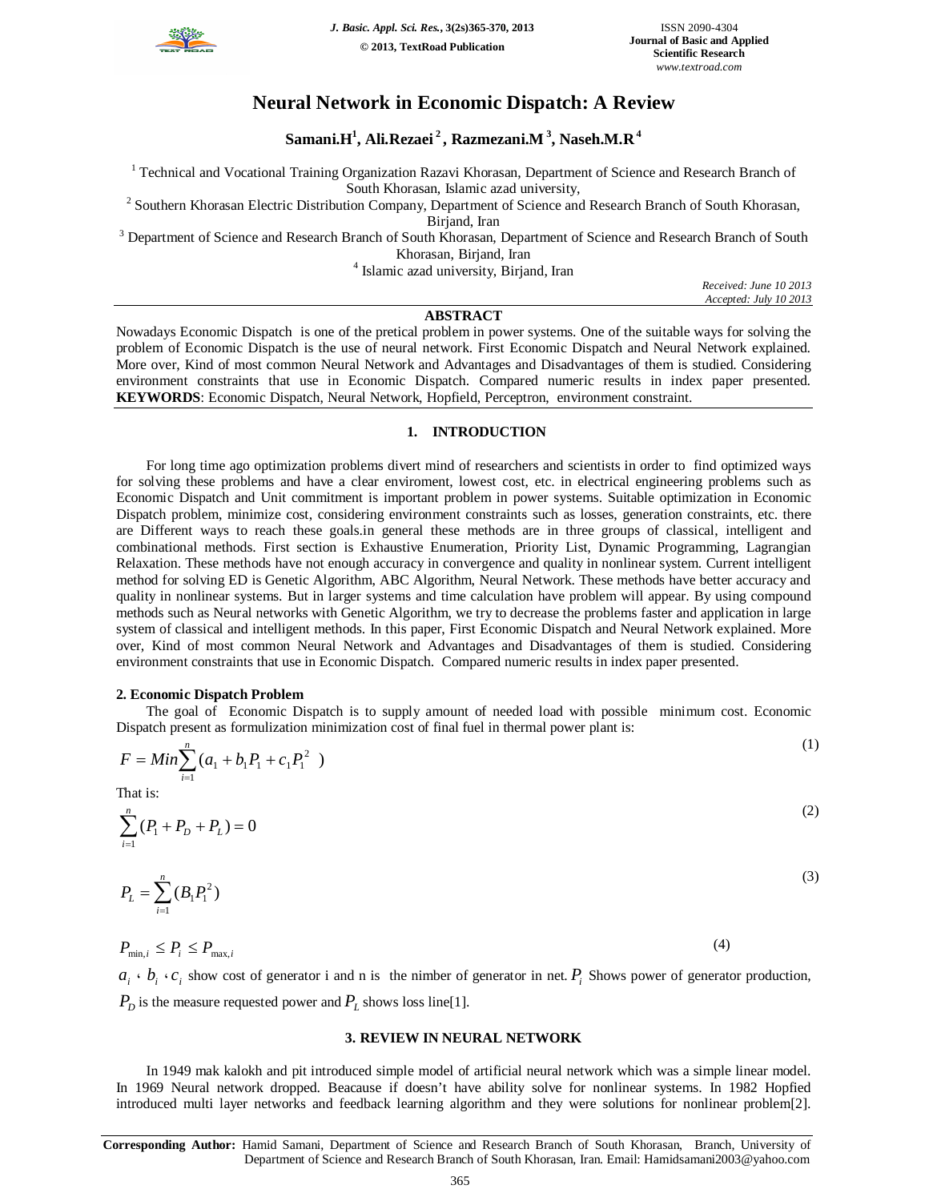// Neural Network in Economic Dispatch: A Review

# Neural Network in Economic Dispatch: A Review

**Samani.H[1], Ali.Rezaei[2], Razmezani.M[3], Naseh.M.R[4]**

[1] Technical and Vocational Training Organization Razavi Khorasan, Department of Science and Research Branch of South Khorasan, Islamic azad university,
[2] Southern Khorasan Electric Distribution Company, Department of Science and Research Branch of South Khorasan, Birjand, Iran
[3] Department of Science and Research Branch of South Khorasan, Department of Science and Research Branch of South Khorasan, Birjand, Iran
[4] Islamic azad university, Birjand, Iran

*Received: June 10 2013*
*Accepted: July 10 2013*

## ABSTRACT

Nowadays Economic Dispatch is one of the pretical problem in power systems. One of the suitable ways for solving the problem of Economic Dispatch is the use of neural network. First Economic Dispatch and Neural Network explained. More over, Kind of most common Neural Network and Advantages and Disadvantages of them is studied. Considering environment constraints that use in Economic Dispatch. Compared numeric results in index paper presented.

**KEYWORDS**: Economic Dispatch, Neural Network, Hopfield, Perceptron, environment constraint.

## 1. INTRODUCTION

For long time ago optimization problems divert mind of researchers and scientists in order to find optimized ways for solving these problems and have a clear enviroment, lowest cost, etc. in electrical engineering problems such as Economic Dispatch and Unit commitment is important problem in power systems. Suitable optimization in Economic Dispatch problem, minimize cost, considering environment constraints such as losses, generation constraints, etc. there are Different ways to reach these goals.in general these methods are in three groups of classical, intelligent and combinational methods. First section is Exhaustive Enumeration, Priority List, Dynamic Programming, Lagrangian Relaxation. These methods have not enough accuracy in convergence and quality in nonlinear system. Current intelligent method for solving ED is Genetic Algorithm, ABC Algorithm, Neural Network. These methods have better accuracy and quality in nonlinear systems. But in larger systems and time calculation have problem will appear. By using compound methods such as Neural networks with Genetic Algorithm, we try to decrease the problems faster and application in large system of classical and intelligent methods. In this paper, First Economic Dispatch and Neural Network explained. More over, Kind of most common Neural Network and Advantages and Disadvantages of them is studied. Considering environment constraints that use in Economic Dispatch. Compared numeric results in index paper presented.

### 2. Economic Dispatch Problem

The goal of Economic Dispatch is to supply amount of needed load with possible minimum cost. Economic Dispatch present as formulization minimization cost of final fuel in thermal power plant is:

$$F = Min\sum_{i=1}^{n}(a_1 + b_1P_1 + c_1P_1^2 \ ) \tag{1}$$

That is:

$$\sum_{i=1}^{n}(P_1 + P_D + P_L) = 0 \tag{2}$$

$$P_L = \sum_{i=1}^{n}(B_1P_1^2) \tag{3}$$

$$P_{\min,i} \le P_i \le P_{\max,i} \tag{4}$$

$a_i$ ، $b_i$ ، $c_i$ show cost of generator i and n is the nimber of generator in net. $P_i$ Shows power of generator production, $P_D$ is the measure requested power and $P_L$ shows loss line[1].

## 3. REVIEW IN NEURAL NETWORK

In 1949 mak kalokh and pit introduced simple model of artificial neural network which was a simple linear model. In 1969 Neural network dropped. Beacause if doesn't have ability solve for nonlinear systems. In 1982 Hopfied introduced multi layer networks and feedback learning algorithm and they were solutions for nonlinear problem[2].

**Corresponding Author:** Hamid Samani, Department of Science and Research Branch of South Khorasan, Branch, University of Department of Science and Research Branch of South Khorasan, Iran. Email: Hamidsamani2003@yahoo.com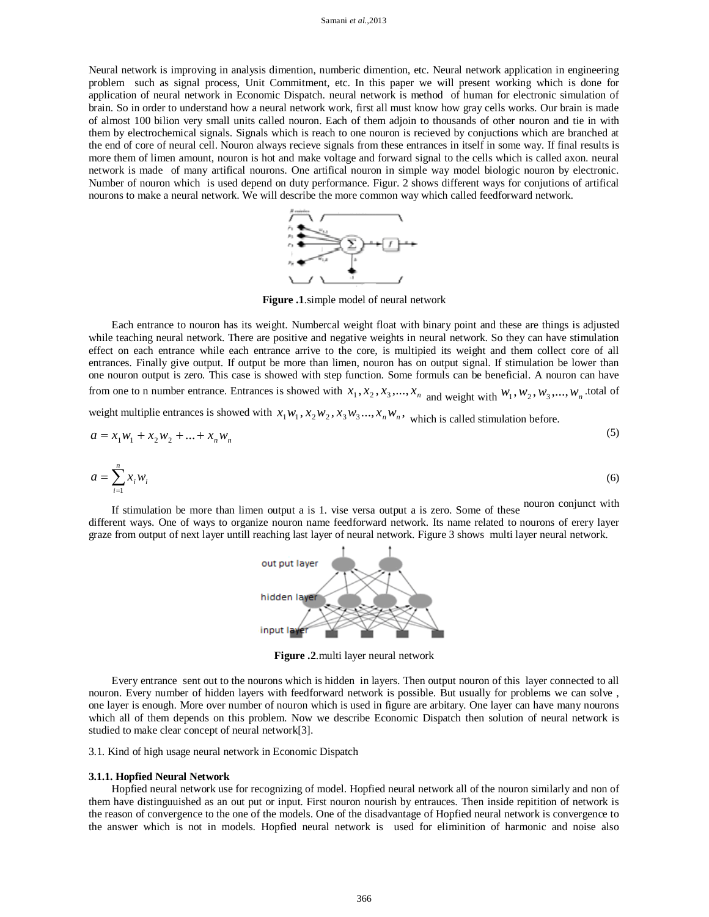Neural network is improving in analysis dimention, numberic dimention, etc. Neural network application in engineering problem such as signal process, Unit Commitment, etc. In this paper we will present working which is done for application of neural network in Economic Dispatch. neural network is method of human for electronic simulation of brain. So in order to understand how a neural network work, first all must know how gray cells works. Our brain is made of almost 100 bilion very small units called nouron. Each of them adjoin to thousands of other nouron and tie in with them by electrochemical signals. Signals which is reach to one nouron is recieved by conjuctions which are branched at the end of core of neural cell. Nouron always recieve signals from these entrances in itself in some way. If final results is more them of limen amount, nouron is hot and make voltage and forward signal to the cells which is called axon. neural network is made of many artifical nourons. One artifical nouron in simple way model biologic nouron by electronic. Number of nouron which is used depend on duty performance. Figur. 2 shows different ways for conjutions of artifical nourons to make a neural network. We will describe the more common way which called feedforward network.

**Figure .1**.simple model of neural network

Each entrance to nouron has its weight. Numbercal weight float with binary point and these are things is adjusted while teaching neural network. There are positive and negative weights in neural network. So they can have stimulation effect on each entrance while each entrance arrive to the core, is multipied its weight and them collect core of all entrances. Finally give output. If output be more than limen, nouron has on output signal. If stimulation be lower than one nouron output is zero. This case is showed with step function. Some formuls can be beneficial. A nouron can have from one to n number entrance. Entrances is showed with $x_1, x_2, x_3, ..., x_n$ and weight with $w_1, w_2, w_3, ..., w_n$ .total of weight multiplie entrances is showed with $x_1w_1, x_2w_2, x_3w_3 ..., x_nw_n$, which is called stimulation before.

$$a = x_1w_1 + x_2w_2 + ... + x_nw_n \tag{5}$$

$$a = \sum_{i=1}^{n} x_i w_i \tag{6}$$

If stimulation be more than limen output a is 1. vise versa output a is zero. Some of these nouron conjunct with different ways. One of ways to organize nouron name feedforward network. Its name related to nourons of erery layer graze from output of next layer untill reaching last layer of neural network. Figure 3 shows multi layer neural network.

**Figure .2**.multi layer neural network

Every entrance sent out to the nourons which is hidden in layers. Then output nouron of this layer connected to all nouron. Every number of hidden layers with feedforward network is possible. But usually for problems we can solve , one layer is enough. More over number of nouron which is used in figure are arbitary. One layer can have many nourons which all of them depends on this problem. Now we describe Economic Dispatch then solution of neural network is studied to make clear concept of neural network[3].

3.1. Kind of high usage neural network in Economic Dispatch

**3.1.1. Hopfied Neural Network**

Hopfied neural network use for recognizing of model. Hopfied neural network all of the nouron similarly and non of them have distinguuished as an out put or input. First nouron nourish by entrauces. Then inside repitition of network is the reason of convergence to the one of the models. One of the disadvantage of Hopfied neural network is convergence to the answer which is not in models. Hopfied neural network is used for elimінition of harmonic and noise also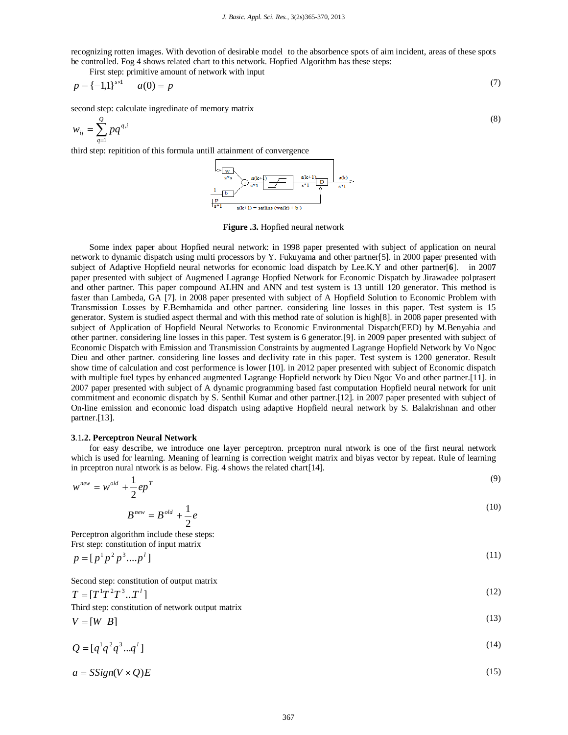recognizing rotten images. With devotion of desirable model to the absorbence spots of aim incident, areas of these spots be controlled. Fog 4 shows related chart to this network. Hopfied Algorithm has these steps:

First step: primitive amount of network with input

$$p = \{-1,1\}^{s\times 1} \qquad a(0) = p \tag{7}$$

second step: calculate ingredinate of memory matrix

$$w_{ij} = \sum_{q=1}^{Q} pq^{q,i} \tag{8}$$

third step: repitition of this formula untill attainment of convergence

$$a(k+1) = \text{satlins}(wa(k) + b)$$

**Figure .3.** Hopfied neural network

Some index paper about Hopfied neural network: in 1998 paper presented with subject of application on neural network to dynamic dispatch using multi processors by Y. Fukuyama and other partner[5]. in 2000 paper presented with subject of Adaptive Hopfield neural networks for economic load dispatch by Lee.K.Y and other partner[**6**]. in 200**7** paper presented with subject of Augmened Lagrange Hopfied Network for Economic Dispatch by Jirawadee polprasert and other partner. This paper compound ALHN and ANN and test system is 13 untill 120 generator. This method is faster than Lambeda, GA [7]. in 2008 paper presented with subject of A Hopfield Solution to Economic Problem with Transmission Losses by F.Bemhamida and other partner. considering line losses in this paper. Test system is 15 generator. System is studied aspect thermal and with this method rate of solution is high[8]. in 2008 paper presented with subject of Application of Hopfield Neural Networks to Economic Environmental Dispatch(EED) by M.Benyahia and other partner. considering line losses in this paper. Test system is 6 generator.[9]. in 2009 paper presented with subject of Economic Dispatch with Emission and Transmission Constraints by augmented Lagrange Hopfield Network by Vo Ngoc Dieu and other partner. considering line losses and declivity rate in this paper. Test system is 1200 generator. Result show time of calculation and cost performence is lower [10]. in 2012 paper presented with subject of Economic dispatch with multiple fuel types by enhanced augmented Lagrange Hopfield network by Dieu Ngoc Vo and other partner.[11]. in 2007 paper presented with subject of A dynamic programming based fast computation Hopfield neural network for unit commitment and economic dispatch by S. Senthil Kumar and other partner.[12]. in 2007 paper presented with subject of On-line emission and economic load dispatch using adaptive Hopfield neural network by S. Balakrishnan and other partner.[13].

### **3**.1**.2. Perceptron Neural Network**

for easy describe, we introduce one layer perceptron. prceptron nural ntwork is one of the first neural network which is used for learning. Meaning of learning is correction weight matrix and biyas vector by repeat. Rule of learning in prceptron nural ntwork is as below. Fig. 4 shows the related chart[14].

$$w^{new} = w^{old} + \frac{1}{2}ep^{T} \tag{9}$$

$$B^{new} = B^{old} + \frac{1}{2}e \tag{10}$$

Perceptron algorithm include these steps:
Frst step: constitution of input matrix

$$p = [p^1 p^2 p^3 \dots p^l] \tag{11}$$

Second step: constitution of output matrix

$$T = [T^1 T^2 T^3 \dots T^l] \tag{12}$$

Third step: constitution of network output matrix

$$V = [W \;\; B] \tag{13}$$

$$Q = [q^1 q^2 q^3 \dots q^l] \tag{14}$$

$$a = SSign(V \times Q)E \tag{15}$$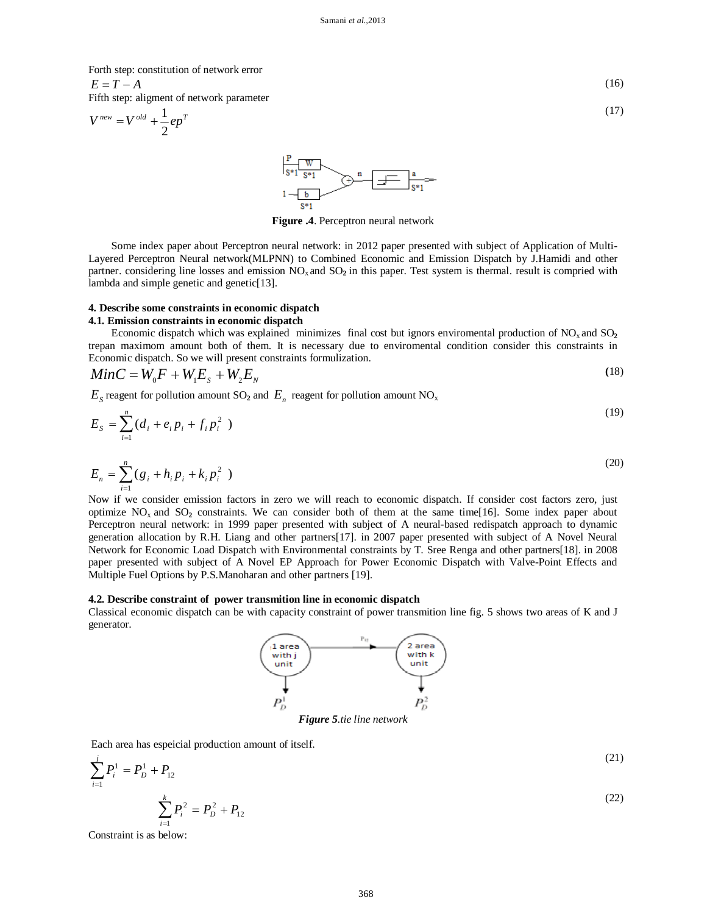Forth step: constitution of network error

$$E = T - A \tag{16}$$

Fifth step: aligment of network parameter

$$V^{new} = V^{old} + \frac{1}{2} e p^{T} \tag{17}$$

**Figure .4**. Perceptron neural network

Some index paper about Perceptron neural network: in 2012 paper presented with subject of Application of Multi-Layered Perceptron Neural network(MLPNN) to Combined Economic and Emission Dispatch by J.Hamidi and other partner. considering line losses and emission $NO_x$ and $SO_2$ in this paper. Test system is thermal. result is compried with lambda and simple genetic and genetic[13].

**4. Describe some constraints in economic dispatch**

**4.1. Emission constraints in economic dispatch**

Economic dispatch which was explained minimizes final cost but ignors enviromental production of $NO_x$ and $SO_2$ trepan maximom amount both of them. It is necessary due to enviromental condition consider this constraints in Economic dispatch. So we will present constraints formulization.

$$MinC = W_0 F + W_1 E_S + W_2 E_N \tag{18}$$

$E_S$ reagent for pollution amount $SO_2$ and $E_n$ reagent for pollution amount $NO_x$

$$E_S = \sum_{i=1}^{n} (d_i + e_i p_i + f_i p_i^2) \tag{19}$$

$$E_n = \sum_{i=1}^{n} (g_i + h_i p_i + k_i p_i^2) \tag{20}$$

Now if we consider emission factors in zero we will reach to economic dispatch. If consider cost factors zero, just optimize $NO_x$ and $SO_2$ constraints. We can consider both of them at the same time[16]. Some index paper about Perceptron neural network: in 1999 paper presented with subject of A neural-based redispatch approach to dynamic generation allocation by R.H. Liang and other partners[17]. in 2007 paper presented with subject of A Novel Neural Network for Economic Load Dispatch with Environmental constraints by T. Sree Renga and other partners[18]. in 2008 paper presented with subject of A Novel EP Approach for Power Economic Dispatch with Valve-Point Effects and Multiple Fuel Options by P.S.Manoharan and other partners [19].

**4.2. Describe constraint of power transmition line in economic dispatch**

Classical economic dispatch can be with capacity constraint of power transmition line fig. 5 shows two areas of K and J generator.

***Figure 5***.*tie line network*

Each area has espeicial production amount of itself.

$$\sum_{i=1}^{j} P_i^1 = P_D^1 + P_{12} \tag{21}$$

$$\sum_{i=1}^{k} P_i^2 = P_D^2 + P_{12} \tag{22}$$

Constraint is as below: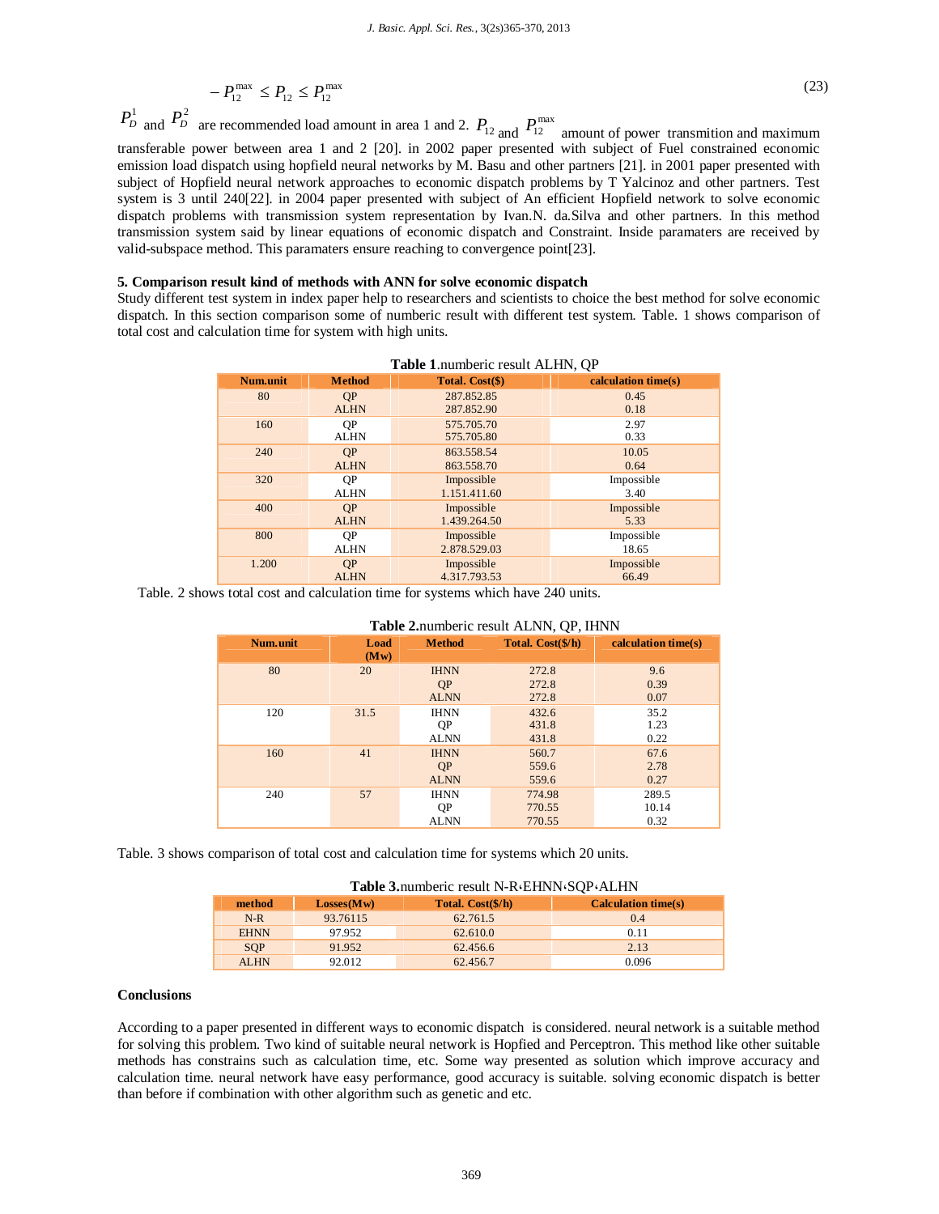$$-P_{12}^{\max} \leq P_{12} \leq P_{12}^{\max} \tag{23}$$

$P_D^1$ and $P_D^2$ are recommended load amount in area 1 and 2. $P_{12}$ and $P_{12}^{\max}$ amount of power transmition and maximum transferable power between area 1 and 2 [20]. in 2002 paper presented with subject of Fuel constrained economic emission load dispatch using hopfield neural networks by M. Basu and other partners [21]. in 2001 paper presented with subject of Hopfield neural network approaches to economic dispatch problems by T Yalcinoz and other partners. Test system is 3 until 240[22]. in 2004 paper presented with subject of An efficient Hopfield network to solve economic dispatch problems with transmission system representation by Ivan.N. da.Silva and other partners. In this method transmission system said by linear equations of economic dispatch and Constraint. Inside paramaters are received by valid-subspace method. This paramaters ensure reaching to convergence point[23].

### 5. Comparison result kind of methods with ANN for solve economic dispatch

Study different test system in index paper help to researchers and scientists to choice the best method for solve economic dispatch. In this section comparison some of numberic result with different test system. Table. 1 shows comparison of total cost and calculation time for system with high units.

**Table 1**.numberic result ALHN, QP

| Num.unit | Method | Total. Cost($) | calculation time(s) |
|---|---|---|---|
| 80 | QP | 287.852.85 | 0.45 |
| | ALHN | 287.852.90 | 0.18 |
| 160 | QP | 575.705.70 | 2.97 |
| | ALHN | 575.705.80 | 0.33 |
| 240 | QP | 863.558.54 | 10.05 |
| | ALHN | 863.558.70 | 0.64 |
| 320 | QP | Impossible | Impossible |
| | ALHN | 1.151.411.60 | 3.40 |
| 400 | QP | Impossible | Impossible |
| | ALHN | 1.439.264.50 | 5.33 |
| 800 | QP | Impossible | Impossible |
| | ALHN | 2.878.529.03 | 18.65 |
| 1.200 | QP | Impossible | Impossible |
| | ALHN | 4.317.793.53 | 66.49 |

Table. 2 shows total cost and calculation time for systems which have 240 units.

**Table 2.**numberic result ALNN, QP, IHNN

| Num.unit | Load (Mw) | Method | Total. Cost($/h) | calculation time(s) |
|---|---|---|---|---|
| 80 | 20 | IHNN | 272.8 | 9.6 |
| | | QP | 272.8 | 0.39 |
| | | ALNN | 272.8 | 0.07 |
| 120 | 31.5 | IHNN | 432.6 | 35.2 |
| | | QP | 431.8 | 1.23 |
| | | ALNN | 431.8 | 0.22 |
| 160 | 41 | IHNN | 560.7 | 67.6 |
| | | QP | 559.6 | 2.78 |
| | | ALNN | 559.6 | 0.27 |
| 240 | 57 | IHNN | 774.98 | 289.5 |
| | | QP | 770.55 | 10.14 |
| | | ALNN | 770.55 | 0.32 |

Table. 3 shows comparison of total cost and calculation time for systems which 20 units.

**Table 3.**numberic result N-R،EHNN،SQP،ALHN

| method | Losses(Mw) | Total. Cost($/h) | Calculation time(s) |
|---|---|---|---|
| N-R | 93.76115 | 62.761.5 | 0.4 |
| EHNN | 97.952 | 62.610.0 | 0.11 |
| SQP | 91.952 | 62.456.6 | 2.13 |
| ALHN | 92.012 | 62.456.7 | 0.096 |

### Conclusions

According to a paper presented in different ways to economic dispatch is considered. neural network is a suitable method for solving this problem. Two kind of suitable neural network is Hopfied and Perceptron. This method like other suitable methods has constrains such as calculation time, etc. Some way presented as solution which improve accuracy and calculation time. neural network have easy performance, good accuracy is suitable. solving economic dispatch is better than before if combination with other algorithm such as genetic and etc.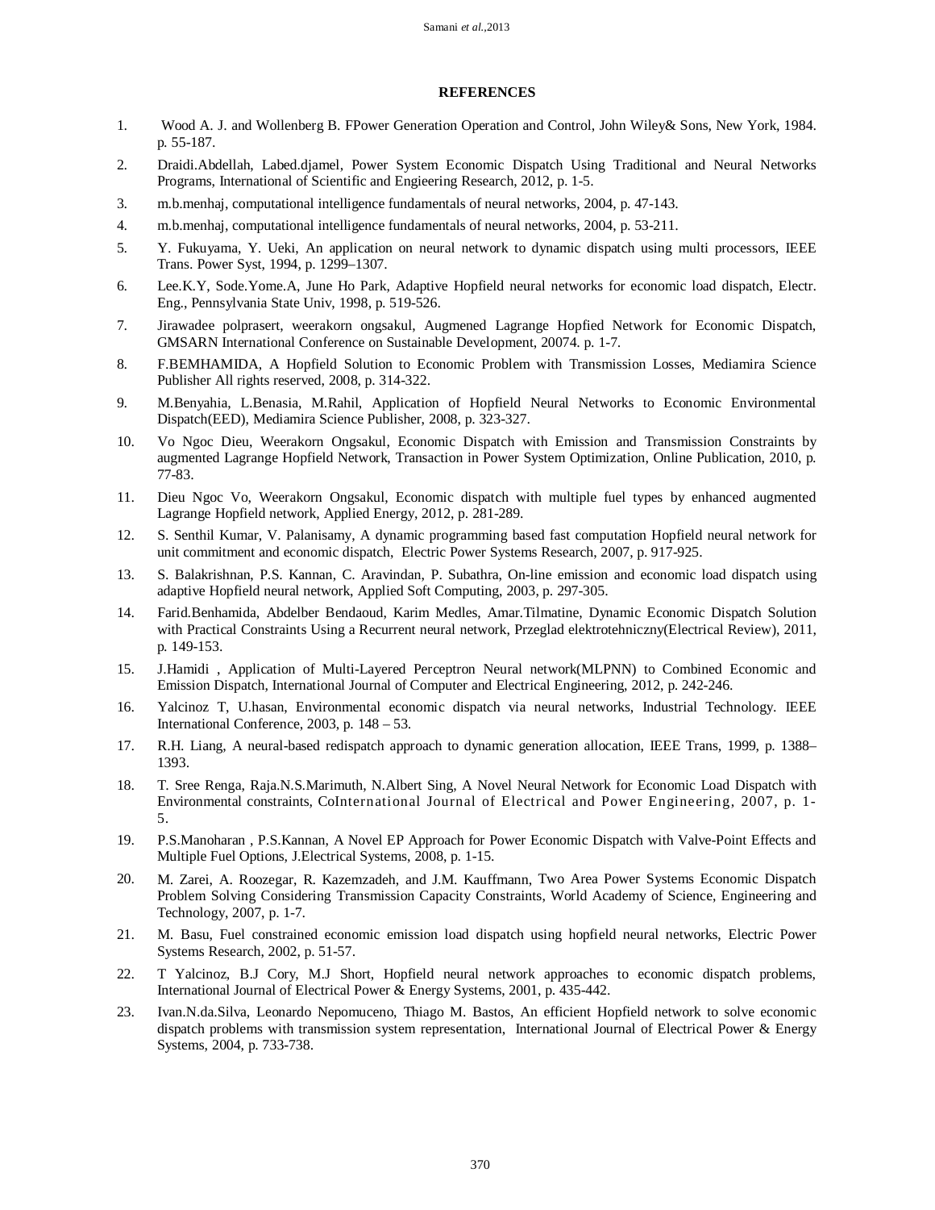**REFERENCES**

1. Wood A. J. and Wollenberg B. FPower Generation Operation and Control, John Wiley& Sons, New York, 1984. p. 55-187.
2. Draidi.Abdellah, Labed.djamel, Power System Economic Dispatch Using Traditional and Neural Networks Programs, International of Scientific and Engieering Research, 2012, p. 1-5.
3. m.b.menhaj, computational intelligence fundamentals of neural networks, 2004, p. 47-143.
4. m.b.menhaj, computational intelligence fundamentals of neural networks, 2004, p. 53-211.
5. Y. Fukuyama, Y. Ueki, An application on neural network to dynamic dispatch using multi processors, IEEE Trans. Power Syst, 1994, p. 1299–1307.
6. Lee.K.Y, Sode.Yome.A, June Ho Park, Adaptive Hopfield neural networks for economic load dispatch, Electr. Eng., Pennsylvania State Univ, 1998, p. 519-526.
7. Jirawadee polprasert, weerakorn ongsakul, Augmened Lagrange Hopfied Network for Economic Dispatch, GMSARN International Conference on Sustainable Development, 20074. p. 1-7.
8. F.BEMHAMIDA, A Hopfield Solution to Economic Problem with Transmission Losses, Mediamira Science Publisher All rights reserved, 2008, p. 314-322.
9. M.Benyahia, L.Benasia, M.Rahil, Application of Hopfield Neural Networks to Economic Environmental Dispatch(EED), Mediamira Science Publisher, 2008, p. 323-327.
10. Vo Ngoc Dieu, Weerakorn Ongsakul, Economic Dispatch with Emission and Transmission Constraints by augmented Lagrange Hopfield Network, Transaction in Power System Optimization, Online Publication, 2010, p. 77-83.
11. Dieu Ngoc Vo, Weerakorn Ongsakul, Economic dispatch with multiple fuel types by enhanced augmented Lagrange Hopfield network, Applied Energy, 2012, p. 281-289.
12. S. Senthil Kumar, V. Palanisamy, A dynamic programming based fast computation Hopfield neural network for unit commitment and economic dispatch, Electric Power Systems Research, 2007, p. 917-925.
13. S. Balakrishnan, P.S. Kannan, C. Aravindan, P. Subathra, On-line emission and economic load dispatch using adaptive Hopfield neural network, Applied Soft Computing, 2003, p. 297-305.
14. Farid.Benhamida, Abdelber Bendaoud, Karim Medles, Amar.Tilmatine, Dynamic Economic Dispatch Solution with Practical Constraints Using a Recurrent neural network, Przeglad elektrotehniczny(Electrical Review), 2011, p. 149-153.
15. J.Hamidi , Application of Multi-Layered Perceptron Neural network(MLPNN) to Combined Economic and Emission Dispatch, International Journal of Computer and Electrical Engineering, 2012, p. 242-246.
16. Yalcinoz T, U.hasan, Environmental economic dispatch via neural networks, Industrial Technology. IEEE International Conference, 2003, p. 148 – 53.
17. R.H. Liang, A neural-based redispatch approach to dynamic generation allocation, IEEE Trans, 1999, p. 1388–1393.
18. T. Sree Renga, Raja.N.S.Marimuth, N.Albert Sing, A Novel Neural Network for Economic Load Dispatch with Environmental constraints, CoInternational Journal of Electrical and Power Engineering, 2007, p. 1-5.
19. P.S.Manoharan , P.S.Kannan, A Novel EP Approach for Power Economic Dispatch with Valve-Point Effects and Multiple Fuel Options, J.Electrical Systems, 2008, p. 1-15.
20. M. Zarei, A. Roozegar, R. Kazemzadeh, and J.M. Kauffmann, Two Area Power Systems Economic Dispatch Problem Solving Considering Transmission Capacity Constraints, World Academy of Science, Engineering and Technology, 2007, p. 1-7.
21. M. Basu, Fuel constrained economic emission load dispatch using hopfield neural networks, Electric Power Systems Research, 2002, p. 51-57.
22. T Yalcinoz, B.J Cory, M.J Short, Hopfield neural network approaches to economic dispatch problems, International Journal of Electrical Power & Energy Systems, 2001, p. 435-442.
23. Ivan.N.da.Silva, Leonardo Nepomuceno, Thiago M. Bastos, An efficient Hopfield network to solve economic dispatch problems with transmission system representation, International Journal of Electrical Power & Energy Systems, 2004, p. 733-738.